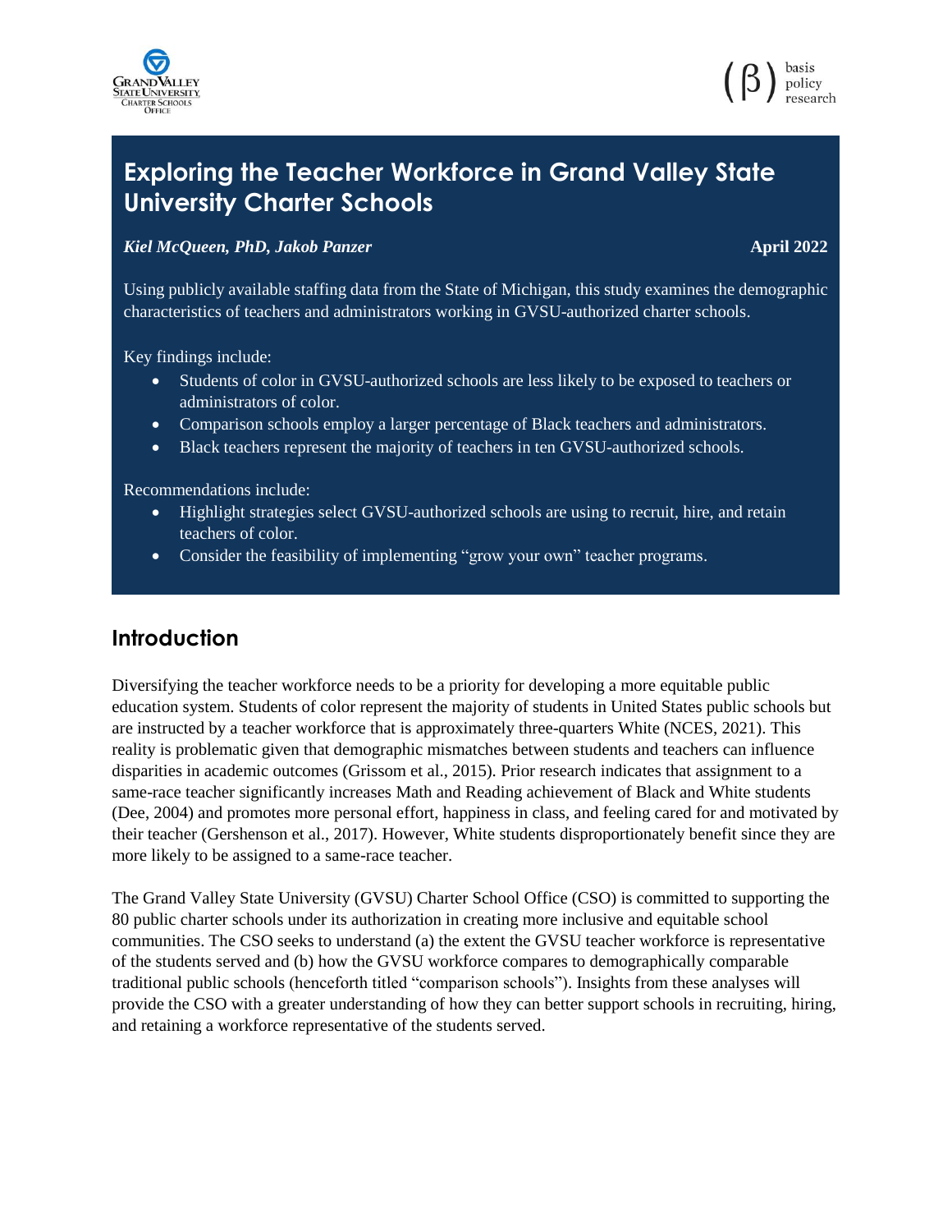# Exploring the Teacher Workforce in Grand Valley State University Charter Schools

***Kiel McQueen, PhD, Jakob Panzer*** **April 2022**

Using publicly available staffing data from the State of Michigan, this study examines the demographic characteristics of teachers and administrators working in GVSU-authorized charter schools.

Key findings include:

- Students of color in GVSU-authorized schools are less likely to be exposed to teachers or administrators of color.
- Comparison schools employ a larger percentage of Black teachers and administrators.
- Black teachers represent the majority of teachers in ten GVSU-authorized schools.

Recommendations include:

- Highlight strategies select GVSU-authorized schools are using to recruit, hire, and retain teachers of color.
- Consider the feasibility of implementing "grow your own" teacher programs.

## Introduction

Diversifying the teacher workforce needs to be a priority for developing a more equitable public education system. Students of color represent the majority of students in United States public schools but are instructed by a teacher workforce that is approximately three-quarters White (NCES, 2021). This reality is problematic given that demographic mismatches between students and teachers can influence disparities in academic outcomes (Grissom et al., 2015). Prior research indicates that assignment to a same-race teacher significantly increases Math and Reading achievement of Black and White students (Dee, 2004) and promotes more personal effort, happiness in class, and feeling cared for and motivated by their teacher (Gershenson et al., 2017). However, White students disproportionately benefit since they are more likely to be assigned to a same-race teacher.

The Grand Valley State University (GVSU) Charter School Office (CSO) is committed to supporting the 80 public charter schools under its authorization in creating more inclusive and equitable school communities. The CSO seeks to understand (a) the extent the GVSU teacher workforce is representative of the students served and (b) how the GVSU workforce compares to demographically comparable traditional public schools (henceforth titled "comparison schools"). Insights from these analyses will provide the CSO with a greater understanding of how they can better support schools in recruiting, hiring, and retaining a workforce representative of the students served.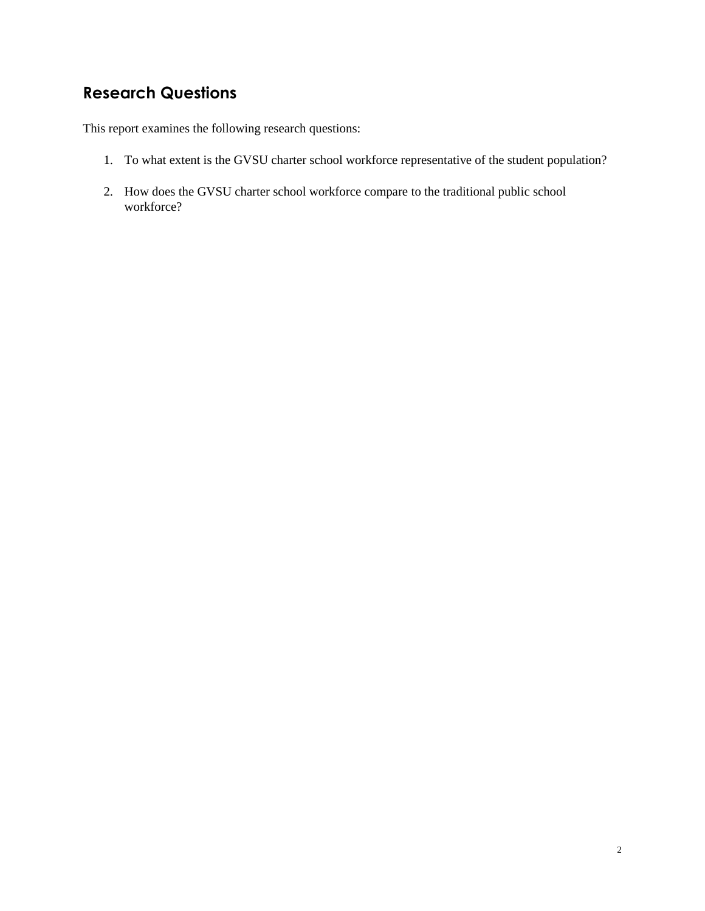## Research Questions

This report examines the following research questions:

1. To what extent is the GVSU charter school workforce representative of the student population?

2. How does the GVSU charter school workforce compare to the traditional public school workforce?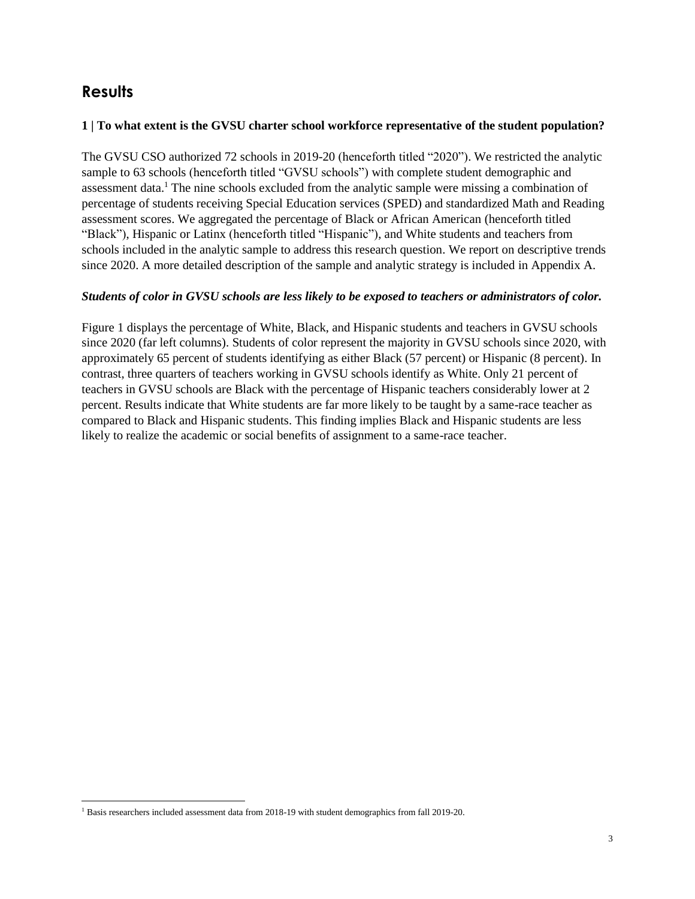## Results

**1 | To what extent is the GVSU charter school workforce representative of the student population?**

The GVSU CSO authorized 72 schools in 2019-20 (henceforth titled "2020"). We restricted the analytic sample to 63 schools (henceforth titled "GVSU schools") with complete student demographic and assessment data.[1] The nine schools excluded from the analytic sample were missing a combination of percentage of students receiving Special Education services (SPED) and standardized Math and Reading assessment scores. We aggregated the percentage of Black or African American (henceforth titled "Black"), Hispanic or Latinx (henceforth titled "Hispanic"), and White students and teachers from schools included in the analytic sample to address this research question. We report on descriptive trends since 2020. A more detailed description of the sample and analytic strategy is included in Appendix A.

***Students of color in GVSU schools are less likely to be exposed to teachers or administrators of color.***

Figure 1 displays the percentage of White, Black, and Hispanic students and teachers in GVSU schools since 2020 (far left columns). Students of color represent the majority in GVSU schools since 2020, with approximately 65 percent of students identifying as either Black (57 percent) or Hispanic (8 percent). In contrast, three quarters of teachers working in GVSU schools identify as White. Only 21 percent of teachers in GVSU schools are Black with the percentage of Hispanic teachers considerably lower at 2 percent. Results indicate that White students are far more likely to be taught by a same-race teacher as compared to Black and Hispanic students. This finding implies Black and Hispanic students are less likely to realize the academic or social benefits of assignment to a same-race teacher.

[1] Basis researchers included assessment data from 2018-19 with student demographics from fall 2019-20.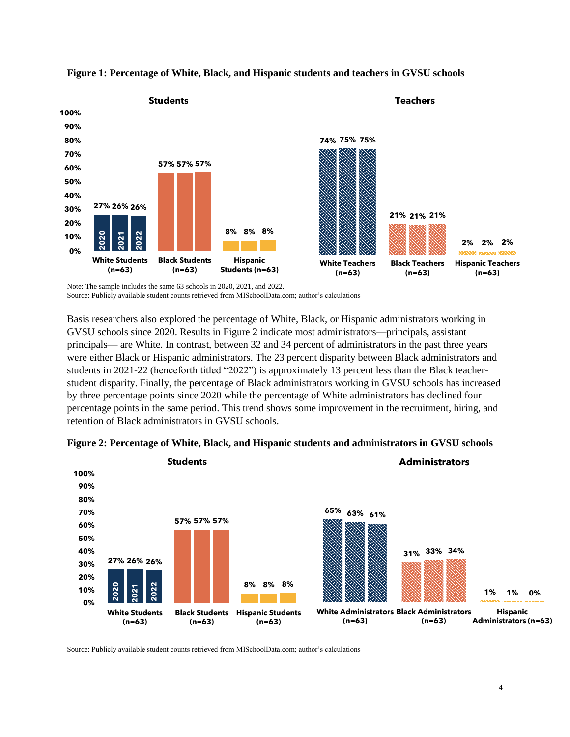**Figure 1: Percentage of White, Black, and Hispanic students and teachers in GVSU schools**

| | 2020 | 2021 | 2022 |
|---|---|---|---|
| **Students** | | | |
| White Students (n=63) | 27% | 26% | 26% |
| Black Students (n=63) | 57% | 57% | 57% |
| Hispanic Students (n=63) | 8% | 8% | 8% |
| **Teachers** | | | |
| White Teachers (n=63) | 74% | 75% | 75% |
| Black Teachers (n=63) | 21% | 21% | 21% |
| Hispanic Teachers (n=63) | 2% | 2% | 2% |

Note: The sample includes the same 63 schools in 2020, 2021, and 2022.
Source: Publicly available student counts retrieved from MISchoolData.com; author's calculations

Basis researchers also explored the percentage of White, Black, or Hispanic administrators working in GVSU schools since 2020. Results in Figure 2 indicate most administrators—principals, assistant principals— are White. In contrast, between 32 and 34 percent of administrators in the past three years were either Black or Hispanic administrators. The 23 percent disparity between Black administrators and students in 2021-22 (henceforth titled "2022") is approximately 13 percent less than the Black teacher-student disparity. Finally, the percentage of Black administrators working in GVSU schools has increased by three percentage points since 2020 while the percentage of White administrators has declined four percentage points in the same period. This trend shows some improvement in the recruitment, hiring, and retention of Black administrators in GVSU schools.

**Figure 2: Percentage of White, Black, and Hispanic students and administrators in GVSU schools**

| | 2020 | 2021 | 2022 |
|---|---|---|---|
| **Students** | | | |
| White Students (n=63) | 27% | 26% | 26% |
| Black Students (n=63) | 57% | 57% | 57% |
| Hispanic Students (n=63) | 8% | 8% | 8% |
| **Administrators** | | | |
| White Administrators (n=63) | 65% | 63% | 61% |
| Black Administrators (n=63) | 31% | 33% | 34% |
| Hispanic Administrators (n=63) | 1% | 1% | 0% |

Source: Publicly available student counts retrieved from MISchoolData.com; author's calculations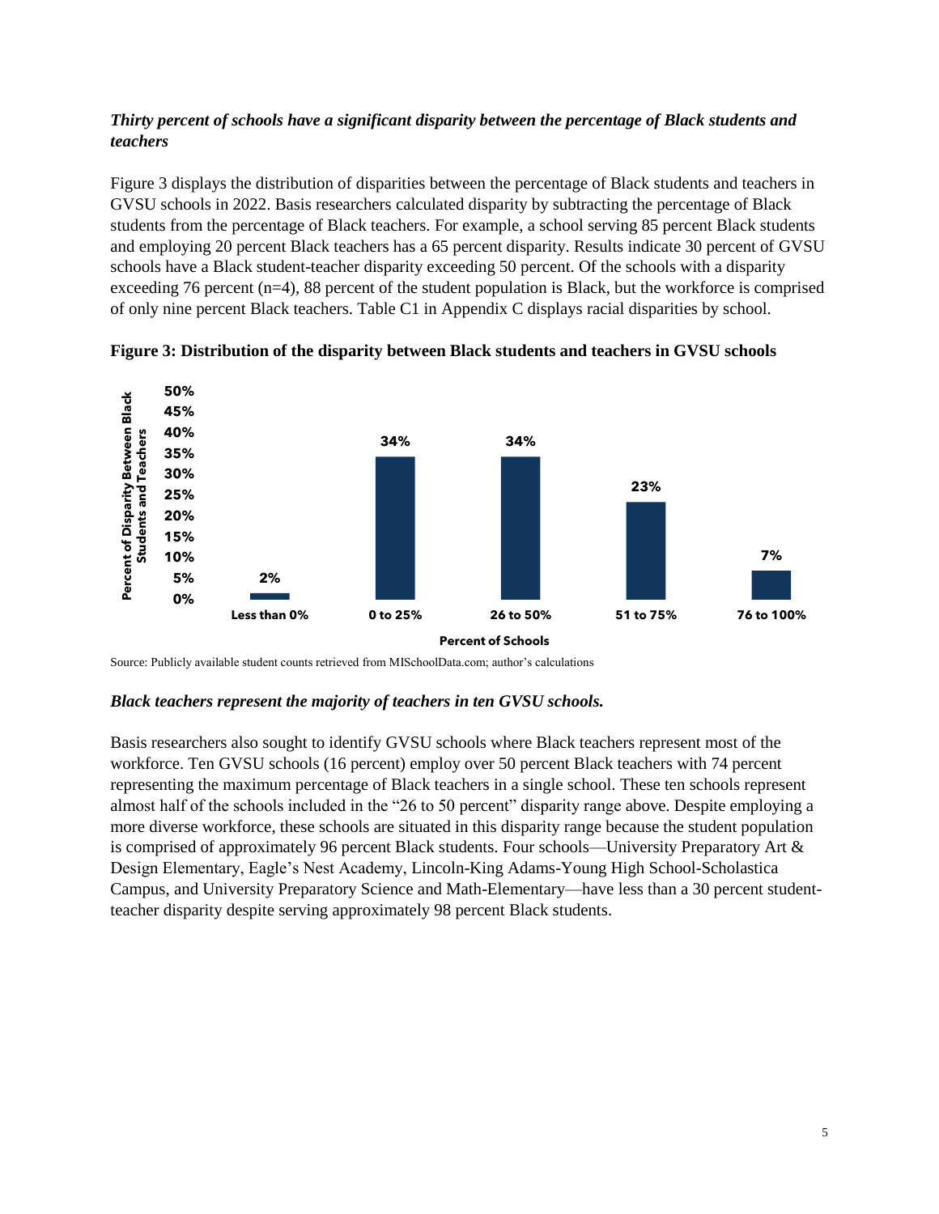***Thirty percent of schools have a significant disparity between the percentage of Black students and teachers***

Figure 3 displays the distribution of disparities between the percentage of Black students and teachers in GVSU schools in 2022. Basis researchers calculated disparity by subtracting the percentage of Black students from the percentage of Black teachers. For example, a school serving 85 percent Black students and employing 20 percent Black teachers has a 65 percent disparity. Results indicate 30 percent of GVSU schools have a Black student-teacher disparity exceeding 50 percent. Of the schools with a disparity exceeding 76 percent (n=4), 88 percent of the student population is Black, but the workforce is comprised of only nine percent Black teachers. Table C1 in Appendix C displays racial disparities by school.

**Figure 3: Distribution of the disparity between Black students and teachers in GVSU schools**

| Percent of Schools | Percent of Disparity Between Black Students and Teachers |
|---|---|
| Less than 0% | 2% |
| 0 to 25% | 34% |
| 26 to 50% | 34% |
| 51 to 75% | 23% |
| 76 to 100% | 7% |

Source: Publicly available student counts retrieved from MISchoolData.com; author's calculations

***Black teachers represent the majority of teachers in ten GVSU schools.***

Basis researchers also sought to identify GVSU schools where Black teachers represent most of the workforce. Ten GVSU schools (16 percent) employ over 50 percent Black teachers with 74 percent representing the maximum percentage of Black teachers in a single school. These ten schools represent almost half of the schools included in the "26 to 50 percent" disparity range above. Despite employing a more diverse workforce, these schools are situated in this disparity range because the student population is comprised of approximately 96 percent Black students. Four schools—University Preparatory Art & Design Elementary, Eagle's Nest Academy, Lincoln-King Adams-Young High School-Scholastica Campus, and University Preparatory Science and Math-Elementary—have less than a 30 percent student-teacher disparity despite serving approximately 98 percent Black students.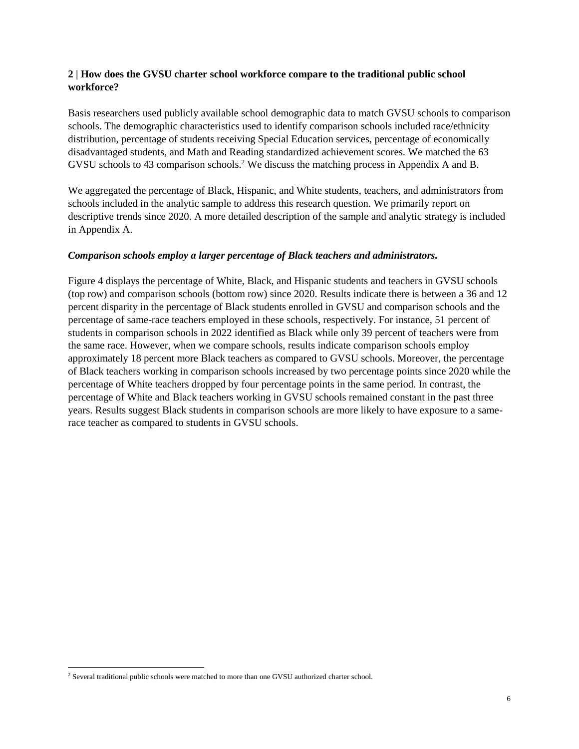## 2 | How does the GVSU charter school workforce compare to the traditional public school workforce?

Basis researchers used publicly available school demographic data to match GVSU schools to comparison schools. The demographic characteristics used to identify comparison schools included race/ethnicity distribution, percentage of students receiving Special Education services, percentage of economically disadvantaged students, and Math and Reading standardized achievement scores. We matched the 63 GVSU schools to 43 comparison schools.[2] We discuss the matching process in Appendix A and B.

We aggregated the percentage of Black, Hispanic, and White students, teachers, and administrators from schools included in the analytic sample to address this research question. We primarily report on descriptive trends since 2020. A more detailed description of the sample and analytic strategy is included in Appendix A.

### *Comparison schools employ a larger percentage of Black teachers and administrators.*

Figure 4 displays the percentage of White, Black, and Hispanic students and teachers in GVSU schools (top row) and comparison schools (bottom row) since 2020. Results indicate there is between a 36 and 12 percent disparity in the percentage of Black students enrolled in GVSU and comparison schools and the percentage of same-race teachers employed in these schools, respectively. For instance, 51 percent of students in comparison schools in 2022 identified as Black while only 39 percent of teachers were from the same race. However, when we compare schools, results indicate comparison schools employ approximately 18 percent more Black teachers as compared to GVSU schools. Moreover, the percentage of Black teachers working in comparison schools increased by two percentage points since 2020 while the percentage of White teachers dropped by four percentage points in the same period. In contrast, the percentage of White and Black teachers working in GVSU schools remained constant in the past three years. Results suggest Black students in comparison schools are more likely to have exposure to a same-race teacher as compared to students in GVSU schools.

[2] Several traditional public schools were matched to more than one GVSU authorized charter school.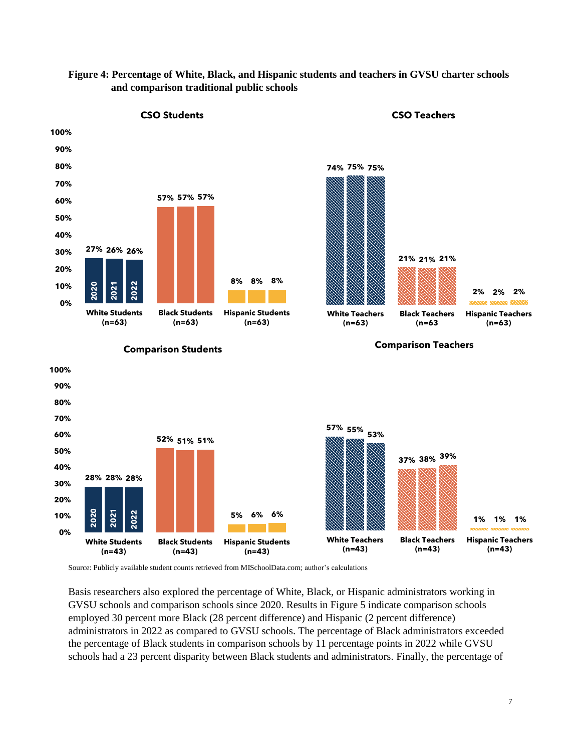**Figure 4: Percentage of White, Black, and Hispanic students and teachers in GVSU charter schools and comparison traditional public schools**

**CSO Students**

| | 2020 | 2021 | 2022 |
|---|---|---|---|
| White Students (n=63) | 27% | 26% | 26% |
| Black Students (n=63) | 57% | 57% | 57% |
| Hispanic Students (n=63) | 8% | 8% | 8% |

**CSO Teachers**

| | 2020 | 2021 | 2022 |
|---|---|---|---|
| White Teachers (n=63) | 74% | 75% | 75% |
| Black Teachers (n=63) | 21% | 21% | 21% |
| Hispanic Teachers (n=63) | 2% | 2% | 2% |

**Comparison Students**

| | 2020 | 2021 | 2022 |
|---|---|---|---|
| White Students (n=43) | 28% | 28% | 28% |
| Black Students (n=43) | 52% | 51% | 51% |
| Hispanic Students (n=43) | 5% | 6% | 6% |

**Comparison Teachers**

| | 2020 | 2021 | 2022 |
|---|---|---|---|
| White Teachers (n=43) | 57% | 55% | 53% |
| Black Teachers (n=43) | 37% | 38% | 39% |
| Hispanic Teachers (n=43) | 1% | 1% | 1% |

Source: Publicly available student counts retrieved from MISchoolData.com; author's calculations

Basis researchers also explored the percentage of White, Black, or Hispanic administrators working in GVSU schools and comparison schools since 2020. Results in Figure 5 indicate comparison schools employed 30 percent more Black (28 percent difference) and Hispanic (2 percent difference) administrators in 2022 as compared to GVSU schools. The percentage of Black administrators exceeded the percentage of Black students in comparison schools by 11 percentage points in 2022 while GVSU schools had a 23 percent disparity between Black students and administrators. Finally, the percentage of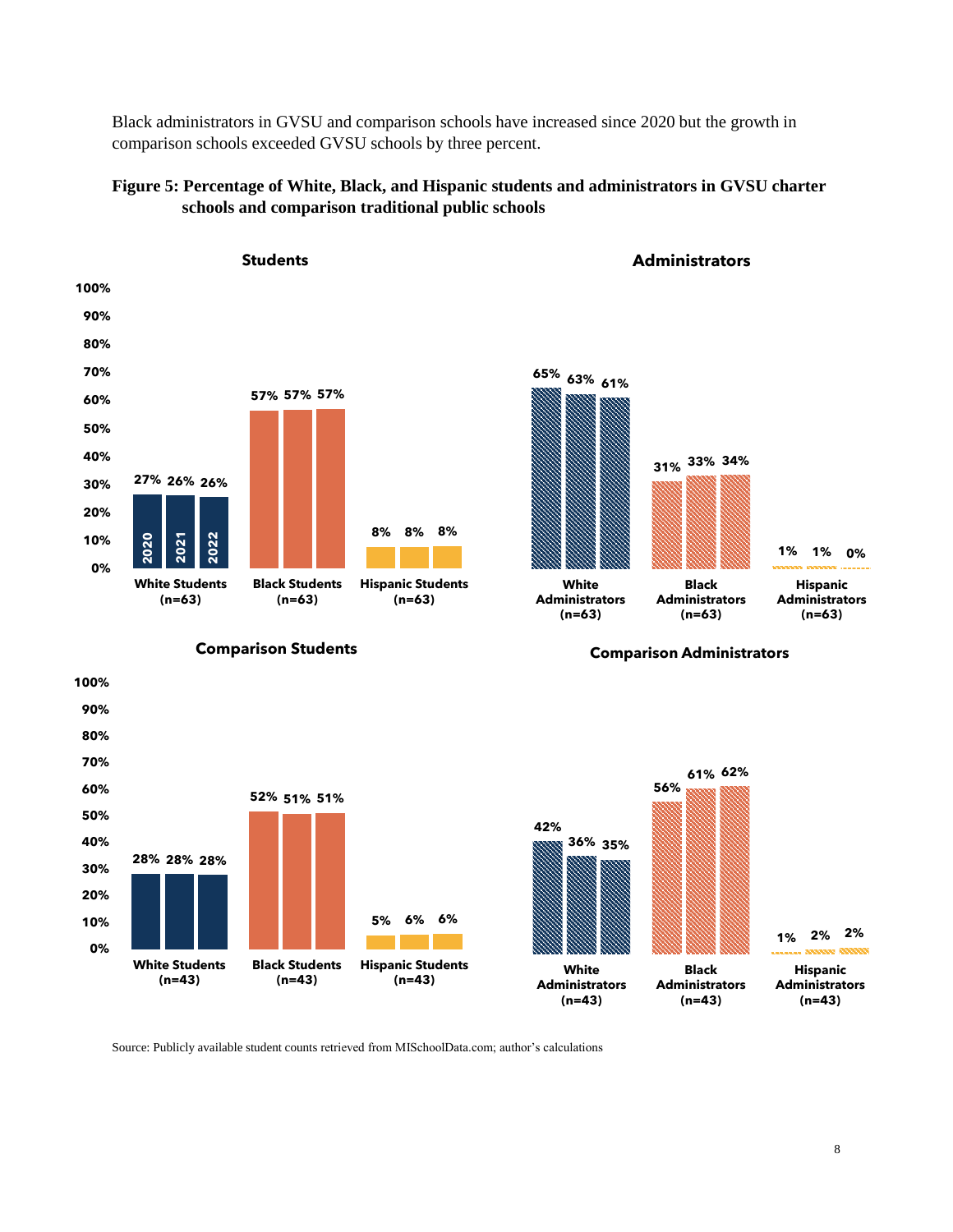Black administrators in GVSU and comparison schools have increased since 2020 but the growth in comparison schools exceeded GVSU schools by three percent.

**Figure 5: Percentage of White, Black, and Hispanic students and administrators in GVSU charter schools and comparison traditional public schools**

**Students**

| | 2020 | 2021 | 2022 |
|---|---|---|---|
| White Students (n=63) | 27% | 26% | 26% |
| Black Students (n=63) | 57% | 57% | 57% |
| Hispanic Students (n=63) | 8% | 8% | 8% |

**Administrators**

| | 2020 | 2021 | 2022 |
|---|---|---|---|
| White Administrators (n=63) | 65% | 63% | 61% |
| Black Administrators (n=63) | 31% | 33% | 34% |
| Hispanic Administrators (n=63) | 1% | 1% | 0% |

**Comparison Students**

| | 2020 | 2021 | 2022 |
|---|---|---|---|
| White Students (n=43) | 28% | 28% | 28% |
| Black Students (n=43) | 52% | 51% | 51% |
| Hispanic Students (n=43) | 5% | 6% | 6% |

**Comparison Administrators**

| | 2020 | 2021 | 2022 |
|---|---|---|---|
| White Administrators (n=43) | 42% | 36% | 35% |
| Black Administrators (n=43) | 56% | 61% | 62% |
| Hispanic Administrators (n=43) | 1% | 2% | 2% |

Source: Publicly available student counts retrieved from MISchoolData.com; author's calculations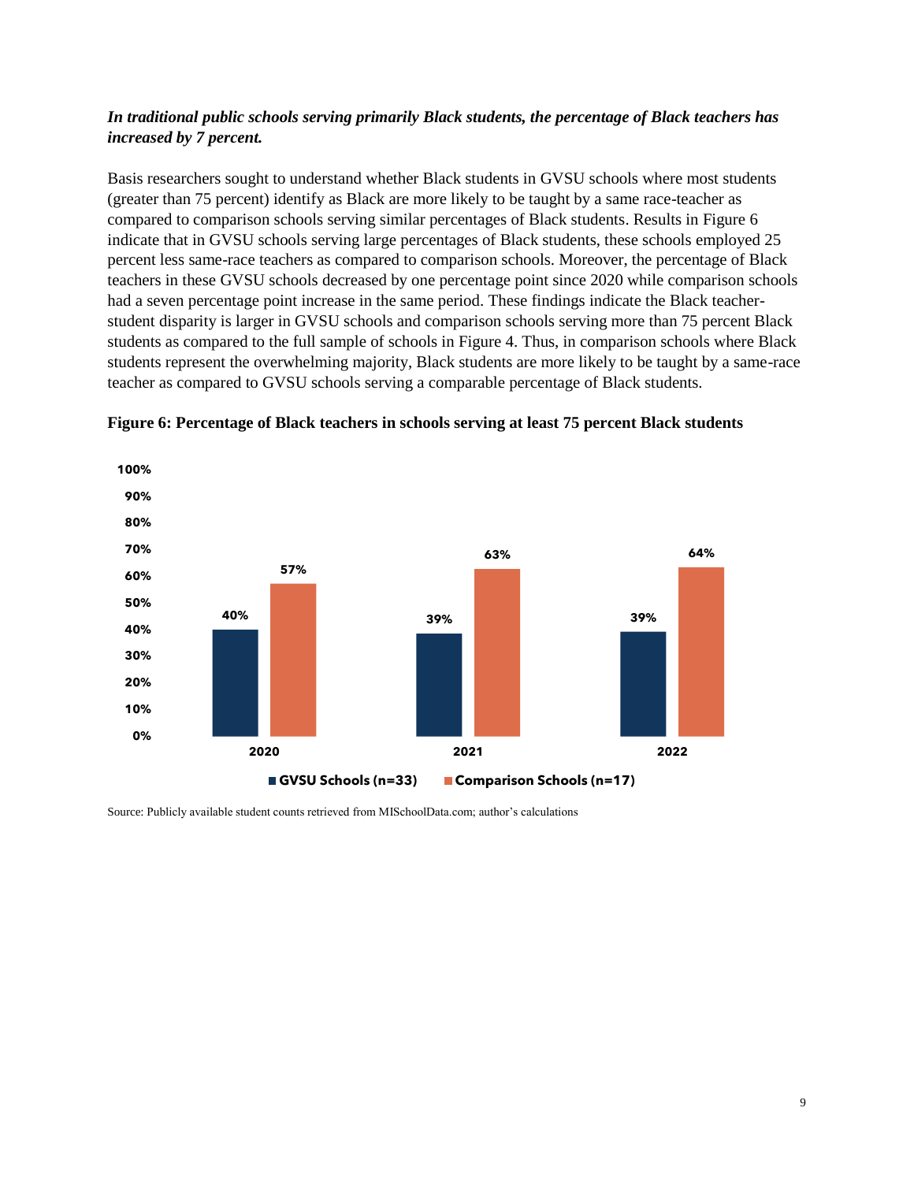***In traditional public schools serving primarily Black students, the percentage of Black teachers has increased by 7 percent.***

Basis researchers sought to understand whether Black students in GVSU schools where most students (greater than 75 percent) identify as Black are more likely to be taught by a same race-teacher as compared to comparison schools serving similar percentages of Black students. Results in Figure 6 indicate that in GVSU schools serving large percentages of Black students, these schools employed 25 percent less same-race teachers as compared to comparison schools. Moreover, the percentage of Black teachers in these GVSU schools decreased by one percentage point since 2020 while comparison schools had a seven percentage point increase in the same period. These findings indicate the Black teacher-student disparity is larger in GVSU schools and comparison schools serving more than 75 percent Black students as compared to the full sample of schools in Figure 4. Thus, in comparison schools where Black students represent the overwhelming majority, Black students are more likely to be taught by a same-race teacher as compared to GVSU schools serving a comparable percentage of Black students.

**Figure 6: Percentage of Black teachers in schools serving at least 75 percent Black students**

| Year | GVSU Schools (n=33) | Comparison Schools (n=17) |
|---|---|---|
| 2020 | 40% | 57% |
| 2021 | 39% | 63% |
| 2022 | 39% | 64% |

Source: Publicly available student counts retrieved from MISchoolData.com; author's calculations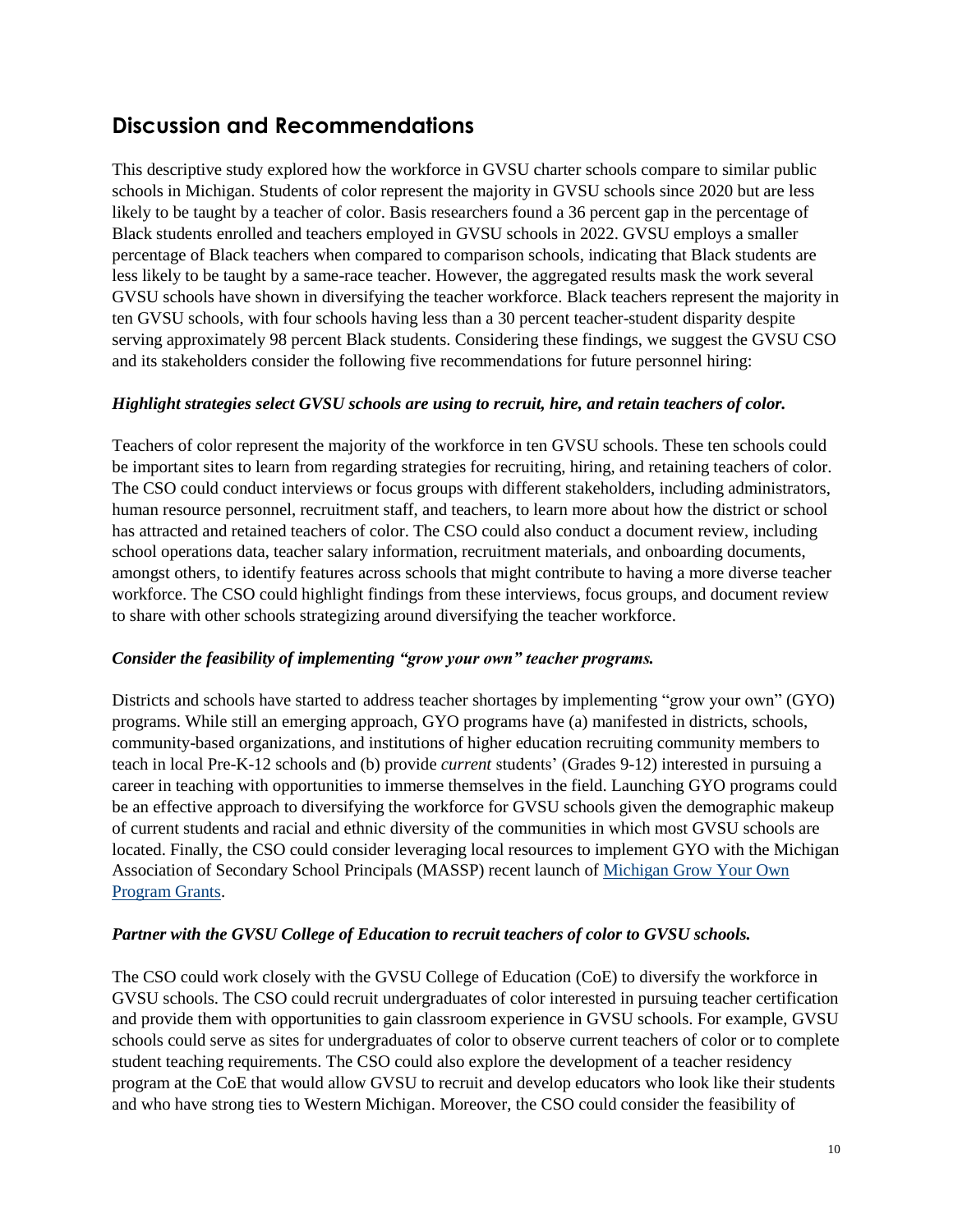## Discussion and Recommendations

This descriptive study explored how the workforce in GVSU charter schools compare to similar public schools in Michigan. Students of color represent the majority in GVSU schools since 2020 but are less likely to be taught by a teacher of color. Basis researchers found a 36 percent gap in the percentage of Black students enrolled and teachers employed in GVSU schools in 2022. GVSU employs a smaller percentage of Black teachers when compared to comparison schools, indicating that Black students are less likely to be taught by a same-race teacher. However, the aggregated results mask the work several GVSU schools have shown in diversifying the teacher workforce. Black teachers represent the majority in ten GVSU schools, with four schools having less than a 30 percent teacher-student disparity despite serving approximately 98 percent Black students. Considering these findings, we suggest the GVSU CSO and its stakeholders consider the following five recommendations for future personnel hiring:

***Highlight strategies select GVSU schools are using to recruit, hire, and retain teachers of color.***

Teachers of color represent the majority of the workforce in ten GVSU schools. These ten schools could be important sites to learn from regarding strategies for recruiting, hiring, and retaining teachers of color. The CSO could conduct interviews or focus groups with different stakeholders, including administrators, human resource personnel, recruitment staff, and teachers, to learn more about how the district or school has attracted and retained teachers of color. The CSO could also conduct a document review, including school operations data, teacher salary information, recruitment materials, and onboarding documents, amongst others, to identify features across schools that might contribute to having a more diverse teacher workforce. The CSO could highlight findings from these interviews, focus groups, and document review to share with other schools strategizing around diversifying the teacher workforce.

***Consider the feasibility of implementing "grow your own" teacher programs.***

Districts and schools have started to address teacher shortages by implementing "grow your own" (GYO) programs. While still an emerging approach, GYO programs have (a) manifested in districts, schools, community-based organizations, and institutions of higher education recruiting community members to teach in local Pre-K-12 schools and (b) provide *current* students' (Grades 9-12) interested in pursuing a career in teaching with opportunities to immerse themselves in the field. Launching GYO programs could be an effective approach to diversifying the workforce for GVSU schools given the demographic makeup of current students and racial and ethnic diversity of the communities in which most GVSU schools are located. Finally, the CSO could consider leveraging local resources to implement GYO with the Michigan Association of Secondary School Principals (MASSP) recent launch of [Michigan Grow Your Own Program Grants](#).

***Partner with the GVSU College of Education to recruit teachers of color to GVSU schools.***

The CSO could work closely with the GVSU College of Education (CoE) to diversify the workforce in GVSU schools. The CSO could recruit undergraduates of color interested in pursuing teacher certification and provide them with opportunities to gain classroom experience in GVSU schools. For example, GVSU schools could serve as sites for undergraduates of color to observe current teachers of color or to complete student teaching requirements. The CSO could also explore the development of a teacher residency program at the CoE that would allow GVSU to recruit and develop educators who look like their students and who have strong ties to Western Michigan. Moreover, the CSO could consider the feasibility of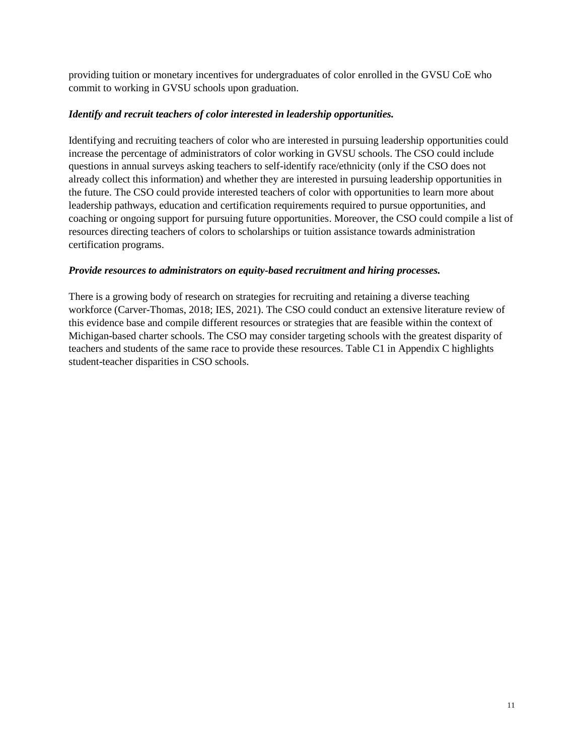providing tuition or monetary incentives for undergraduates of color enrolled in the GVSU CoE who commit to working in GVSU schools upon graduation.

***Identify and recruit teachers of color interested in leadership opportunities.***

Identifying and recruiting teachers of color who are interested in pursuing leadership opportunities could increase the percentage of administrators of color working in GVSU schools. The CSO could include questions in annual surveys asking teachers to self-identify race/ethnicity (only if the CSO does not already collect this information) and whether they are interested in pursuing leadership opportunities in the future. The CSO could provide interested teachers of color with opportunities to learn more about leadership pathways, education and certification requirements required to pursue opportunities, and coaching or ongoing support for pursuing future opportunities. Moreover, the CSO could compile a list of resources directing teachers of colors to scholarships or tuition assistance towards administration certification programs.

***Provide resources to administrators on equity-based recruitment and hiring processes.***

There is a growing body of research on strategies for recruiting and retaining a diverse teaching workforce (Carver-Thomas, 2018; IES, 2021). The CSO could conduct an extensive literature review of this evidence base and compile different resources or strategies that are feasible within the context of Michigan-based charter schools. The CSO may consider targeting schools with the greatest disparity of teachers and students of the same race to provide these resources. Table C1 in Appendix C highlights student-teacher disparities in CSO schools.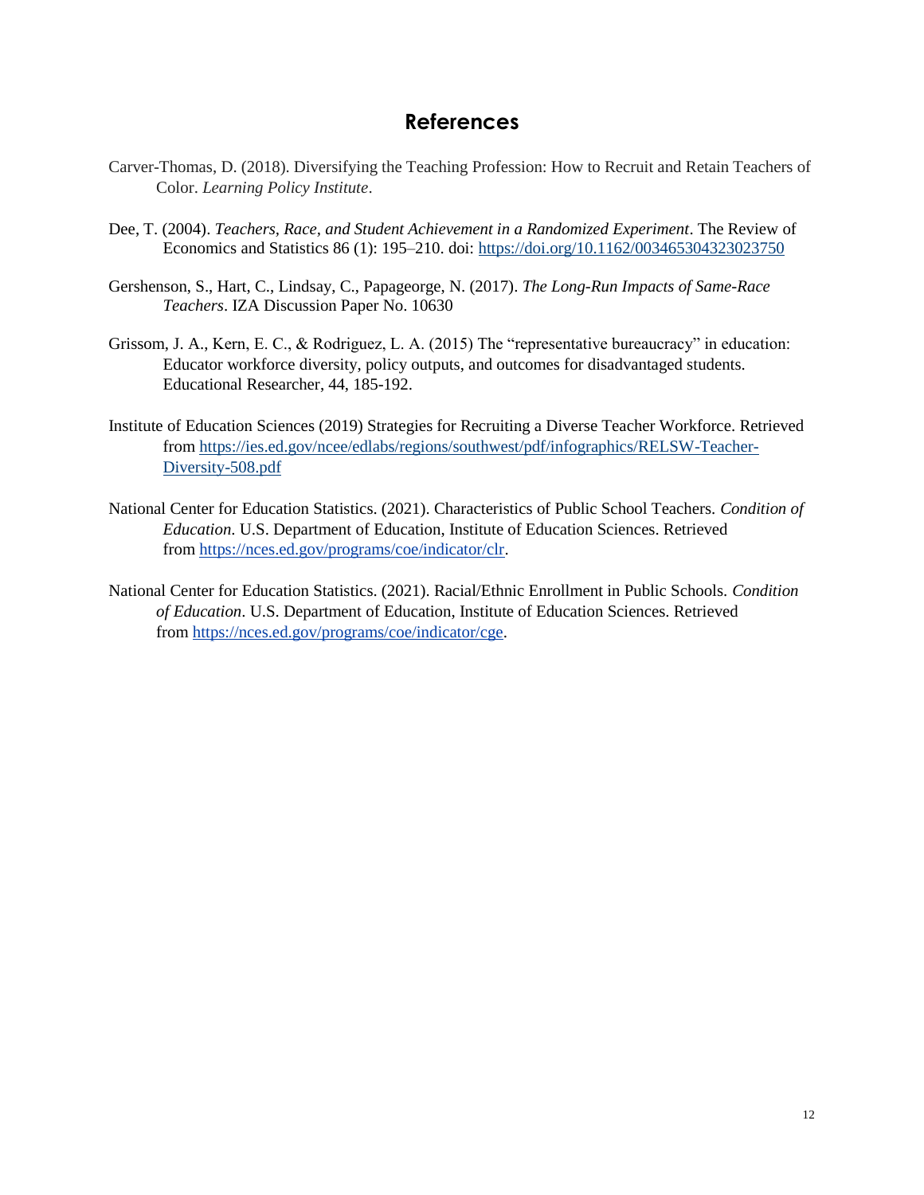# References

Carver-Thomas, D. (2018). Diversifying the Teaching Profession: How to Recruit and Retain Teachers of Color. *Learning Policy Institute*.

Dee, T. (2004). *Teachers, Race, and Student Achievement in a Randomized Experiment*. The Review of Economics and Statistics 86 (1): 195–210. doi: https://doi.org/10.1162/003465304323023750

Gershenson, S., Hart, C., Lindsay, C., Papageorge, N. (2017). *The Long-Run Impacts of Same-Race Teachers*. IZA Discussion Paper No. 10630

Grissom, J. A., Kern, E. C., & Rodriguez, L. A. (2015) The "representative bureaucracy" in education: Educator workforce diversity, policy outputs, and outcomes for disadvantaged students. Educational Researcher, 44, 185-192.

Institute of Education Sciences (2019) Strategies for Recruiting a Diverse Teacher Workforce. Retrieved from https://ies.ed.gov/ncee/edlabs/regions/southwest/pdf/infographics/RELSW-Teacher-Diversity-508.pdf

National Center for Education Statistics. (2021). Characteristics of Public School Teachers. *Condition of Education*. U.S. Department of Education, Institute of Education Sciences. Retrieved from https://nces.ed.gov/programs/coe/indicator/clr.

National Center for Education Statistics. (2021). Racial/Ethnic Enrollment in Public Schools. *Condition of Education*. U.S. Department of Education, Institute of Education Sciences. Retrieved from https://nces.ed.gov/programs/coe/indicator/cge.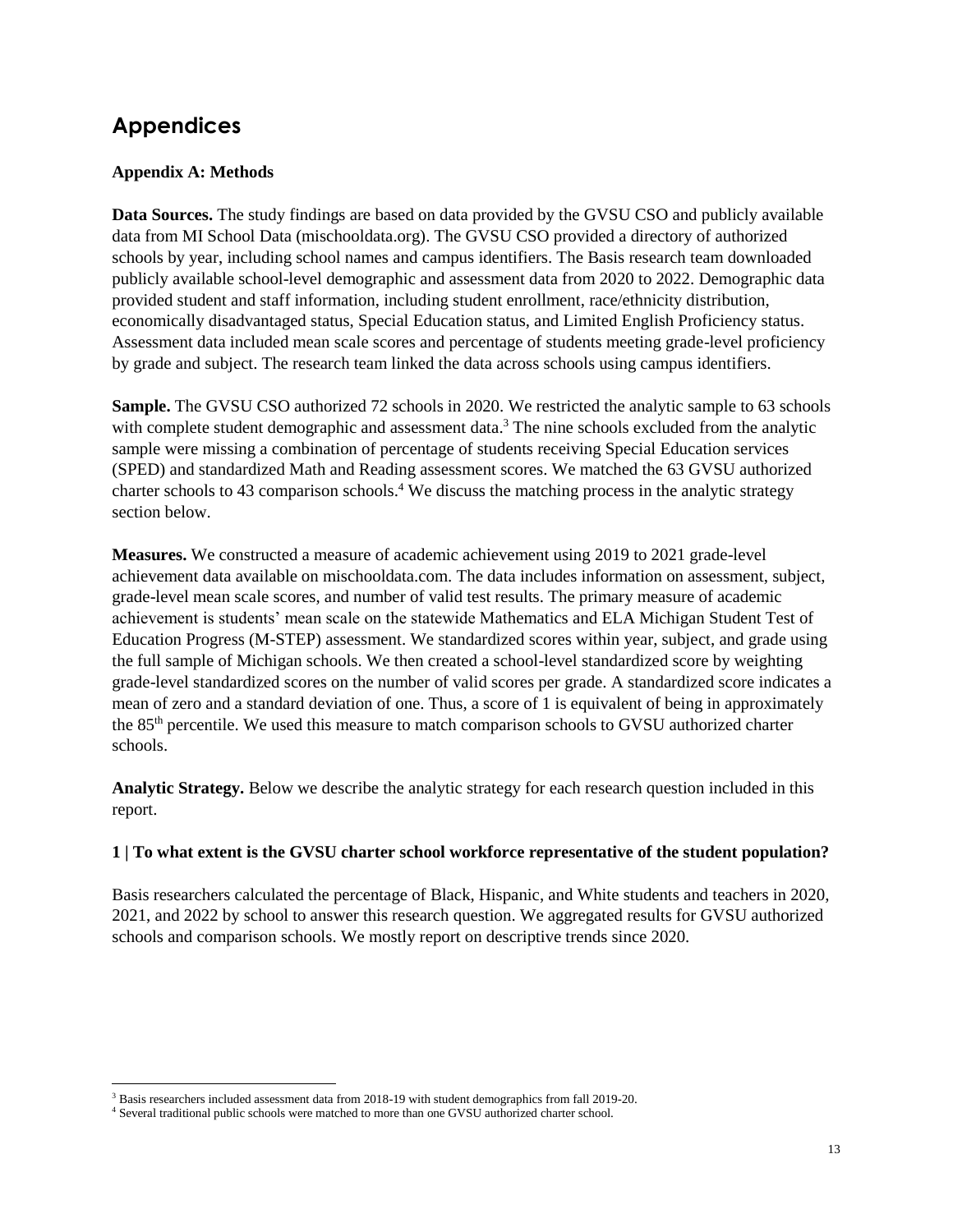## Appendices

### Appendix A: Methods

**Data Sources.** The study findings are based on data provided by the GVSU CSO and publicly available data from MI School Data (mischooldata.org). The GVSU CSO provided a directory of authorized schools by year, including school names and campus identifiers. The Basis research team downloaded publicly available school-level demographic and assessment data from 2020 to 2022. Demographic data provided student and staff information, including student enrollment, race/ethnicity distribution, economically disadvantaged status, Special Education status, and Limited English Proficiency status. Assessment data included mean scale scores and percentage of students meeting grade-level proficiency by grade and subject. The research team linked the data across schools using campus identifiers.

**Sample.** The GVSU CSO authorized 72 schools in 2020. We restricted the analytic sample to 63 schools with complete student demographic and assessment data.[3] The nine schools excluded from the analytic sample were missing a combination of percentage of students receiving Special Education services (SPED) and standardized Math and Reading assessment scores. We matched the 63 GVSU authorized charter schools to 43 comparison schools.[4] We discuss the matching process in the analytic strategy section below.

**Measures.** We constructed a measure of academic achievement using 2019 to 2021 grade-level achievement data available on mischooldata.com. The data includes information on assessment, subject, grade-level mean scale scores, and number of valid test results. The primary measure of academic achievement is students' mean scale on the statewide Mathematics and ELA Michigan Student Test of Education Progress (M-STEP) assessment. We standardized scores within year, subject, and grade using the full sample of Michigan schools. We then created a school-level standardized score by weighting grade-level standardized scores on the number of valid scores per grade. A standardized score indicates a mean of zero and a standard deviation of one. Thus, a score of 1 is equivalent of being in approximately the 85th percentile. We used this measure to match comparison schools to GVSU authorized charter schools.

**Analytic Strategy.** Below we describe the analytic strategy for each research question included in this report.

**1 | To what extent is the GVSU charter school workforce representative of the student population?**

Basis researchers calculated the percentage of Black, Hispanic, and White students and teachers in 2020, 2021, and 2022 by school to answer this research question. We aggregated results for GVSU authorized schools and comparison schools. We mostly report on descriptive trends since 2020.

---

[3] Basis researchers included assessment data from 2018-19 with student demographics from fall 2019-20.

[4] Several traditional public schools were matched to more than one GVSU authorized charter school.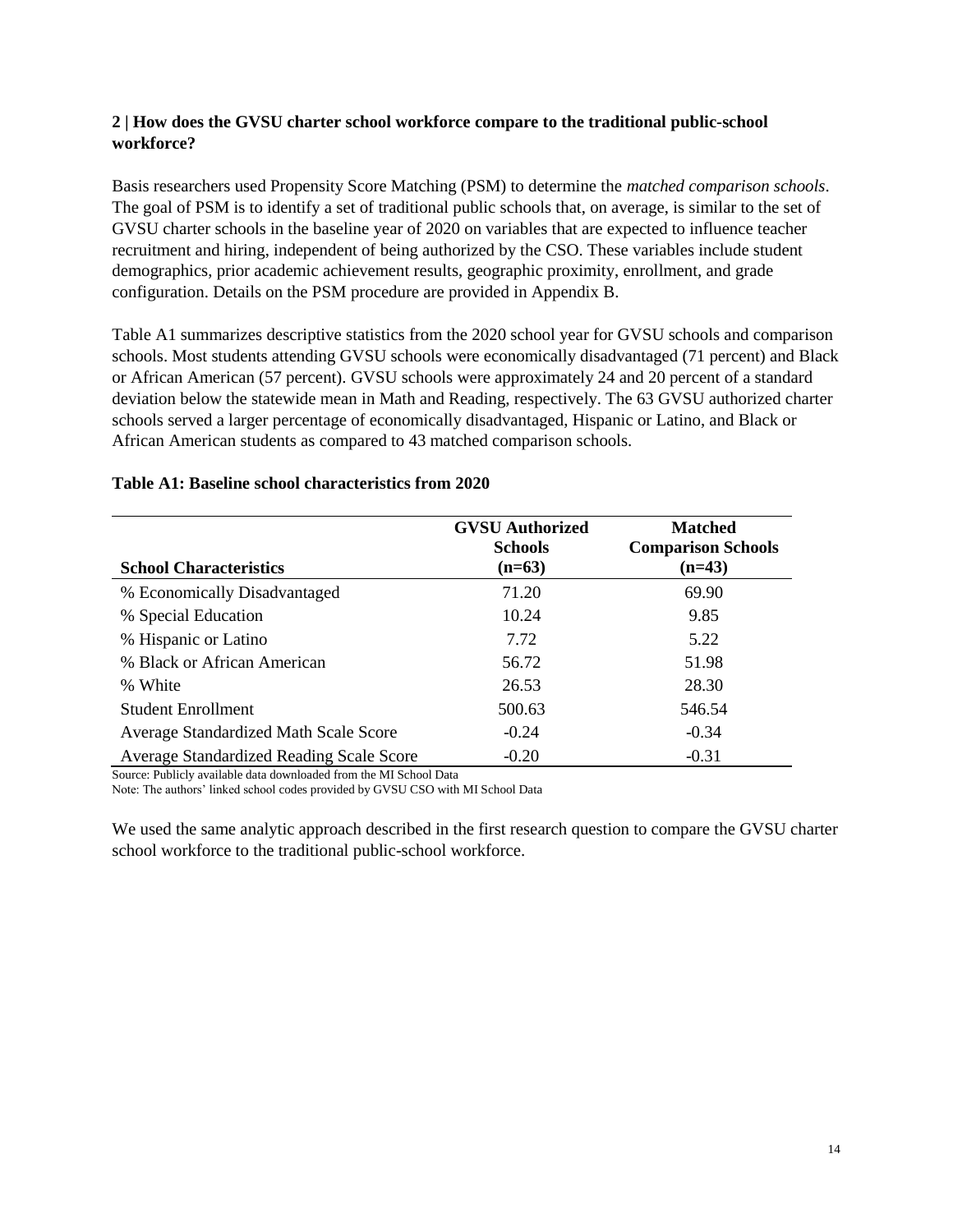**2 | How does the GVSU charter school workforce compare to the traditional public-school workforce?**

Basis researchers used Propensity Score Matching (PSM) to determine the *matched comparison schools*. The goal of PSM is to identify a set of traditional public schools that, on average, is similar to the set of GVSU charter schools in the baseline year of 2020 on variables that are expected to influence teacher recruitment and hiring, independent of being authorized by the CSO. These variables include student demographics, prior academic achievement results, geographic proximity, enrollment, and grade configuration. Details on the PSM procedure are provided in Appendix B.

Table A1 summarizes descriptive statistics from the 2020 school year for GVSU schools and comparison schools. Most students attending GVSU schools were economically disadvantaged (71 percent) and Black or African American (57 percent). GVSU schools were approximately 24 and 20 percent of a standard deviation below the statewide mean in Math and Reading, respectively. The 63 GVSU authorized charter schools served a larger percentage of economically disadvantaged, Hispanic or Latino, and Black or African American students as compared to 43 matched comparison schools.

**Table A1: Baseline school characteristics from 2020**

| School Characteristics | GVSU Authorized Schools (n=63) | Matched Comparison Schools (n=43) |
|---|---|---|
| % Economically Disadvantaged | 71.20 | 69.90 |
| % Special Education | 10.24 | 9.85 |
| % Hispanic or Latino | 7.72 | 5.22 |
| % Black or African American | 56.72 | 51.98 |
| % White | 26.53 | 28.30 |
| Student Enrollment | 500.63 | 546.54 |
| Average Standardized Math Scale Score | -0.24 | -0.34 |
| Average Standardized Reading Scale Score | -0.20 | -0.31 |

Source: Publicly available data downloaded from the MI School Data

Note: The authors' linked school codes provided by GVSU CSO with MI School Data

We used the same analytic approach described in the first research question to compare the GVSU charter school workforce to the traditional public-school workforce.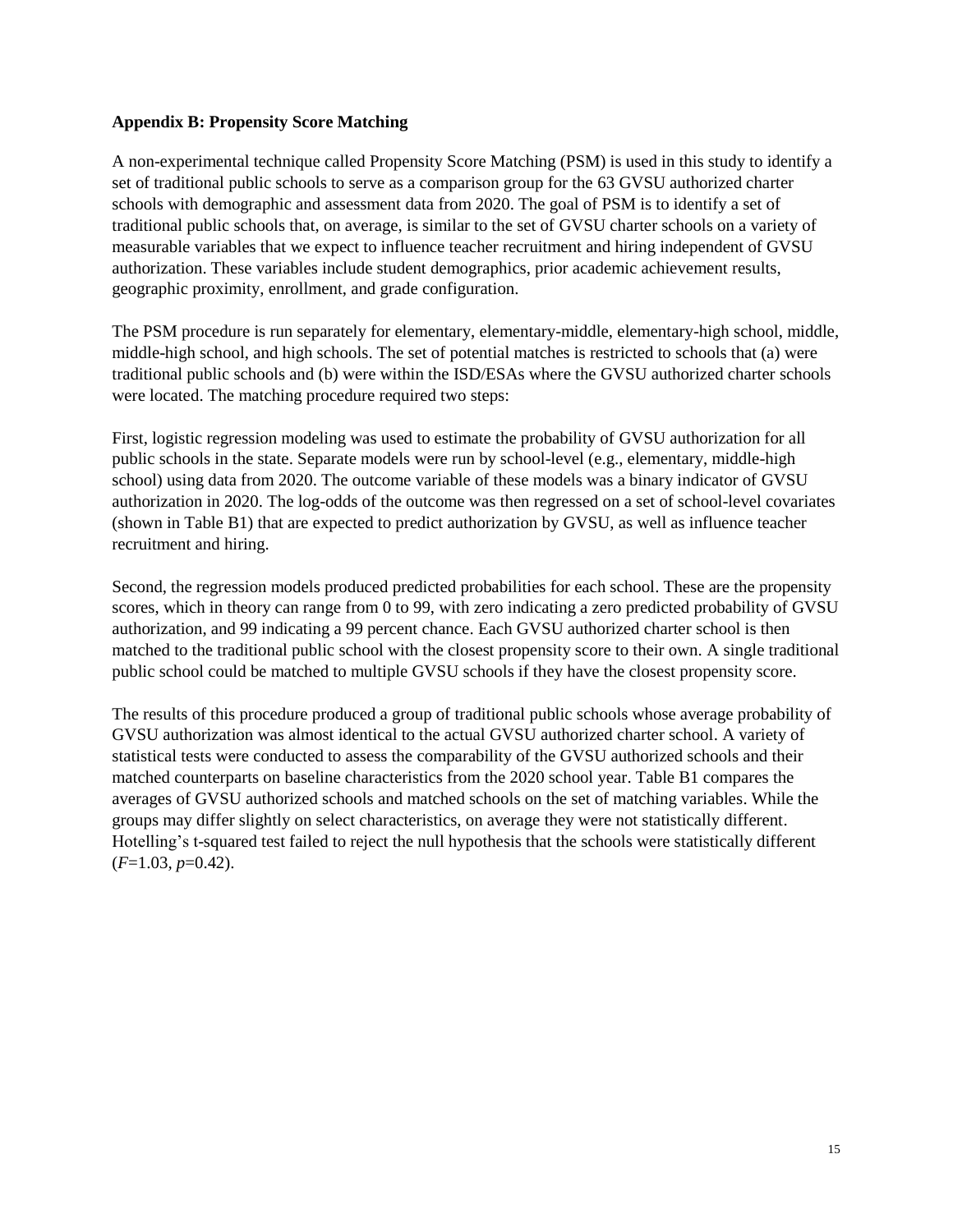**Appendix B: Propensity Score Matching**

A non-experimental technique called Propensity Score Matching (PSM) is used in this study to identify a set of traditional public schools to serve as a comparison group for the 63 GVSU authorized charter schools with demographic and assessment data from 2020. The goal of PSM is to identify a set of traditional public schools that, on average, is similar to the set of GVSU charter schools on a variety of measurable variables that we expect to influence teacher recruitment and hiring independent of GVSU authorization. These variables include student demographics, prior academic achievement results, geographic proximity, enrollment, and grade configuration.

The PSM procedure is run separately for elementary, elementary-middle, elementary-high school, middle, middle-high school, and high schools. The set of potential matches is restricted to schools that (a) were traditional public schools and (b) were within the ISD/ESAs where the GVSU authorized charter schools were located. The matching procedure required two steps:

First, logistic regression modeling was used to estimate the probability of GVSU authorization for all public schools in the state. Separate models were run by school-level (e.g., elementary, middle-high school) using data from 2020. The outcome variable of these models was a binary indicator of GVSU authorization in 2020. The log-odds of the outcome was then regressed on a set of school-level covariates (shown in Table B1) that are expected to predict authorization by GVSU, as well as influence teacher recruitment and hiring.

Second, the regression models produced predicted probabilities for each school. These are the propensity scores, which in theory can range from 0 to 99, with zero indicating a zero predicted probability of GVSU authorization, and 99 indicating a 99 percent chance. Each GVSU authorized charter school is then matched to the traditional public school with the closest propensity score to their own. A single traditional public school could be matched to multiple GVSU schools if they have the closest propensity score.

The results of this procedure produced a group of traditional public schools whose average probability of GVSU authorization was almost identical to the actual GVSU authorized charter school. A variety of statistical tests were conducted to assess the comparability of the GVSU authorized schools and their matched counterparts on baseline characteristics from the 2020 school year. Table B1 compares the averages of GVSU authorized schools and matched schools on the set of matching variables. While the groups may differ slightly on select characteristics, on average they were not statistically different. Hotelling's t-squared test failed to reject the null hypothesis that the schools were statistically different ($F=1.03$, $p=0.42$).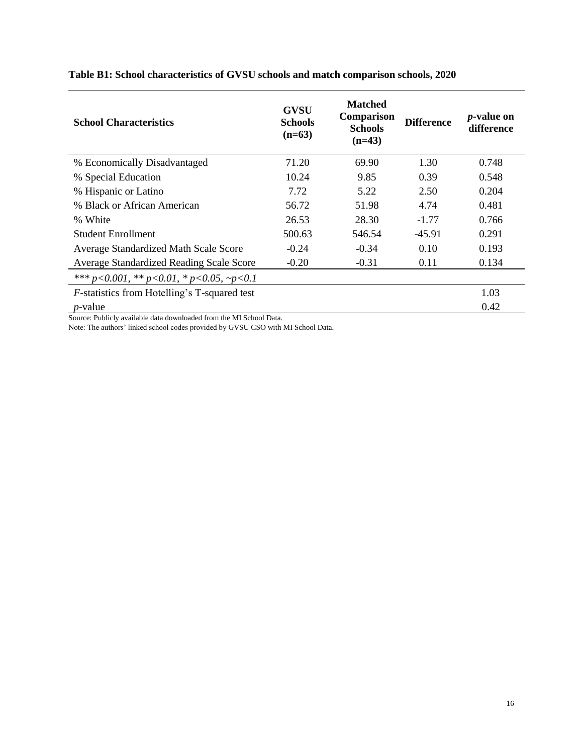**Table B1: School characteristics of GVSU schools and match comparison schools, 2020**

| School Characteristics | GVSU Schools (n=63) | Matched Comparison Schools (n=43) | Difference | *p*-value on difference |
|---|---|---|---|---|
| % Economically Disadvantaged | 71.20 | 69.90 | 1.30 | 0.748 |
| % Special Education | 10.24 | 9.85 | 0.39 | 0.548 |
| % Hispanic or Latino | 7.72 | 5.22 | 2.50 | 0.204 |
| % Black or African American | 56.72 | 51.98 | 4.74 | 0.481 |
| % White | 26.53 | 28.30 | -1.77 | 0.766 |
| Student Enrollment | 500.63 | 546.54 | -45.91 | 0.291 |
| Average Standardized Math Scale Score | -0.24 | -0.34 | 0.10 | 0.193 |
| Average Standardized Reading Scale Score | -0.20 | -0.31 | 0.11 | 0.134 |
| *** $p<0.001$, ** $p<0.01$, * $p<0.05$, ~$p<0.1$ | | | | |
| *F*-statistics from Hotelling's T-squared test | | | | 1.03 |
| *p*-value | | | | 0.42 |

Source: Publicly available data downloaded from the MI School Data.

Note: The authors' linked school codes provided by GVSU CSO with MI School Data.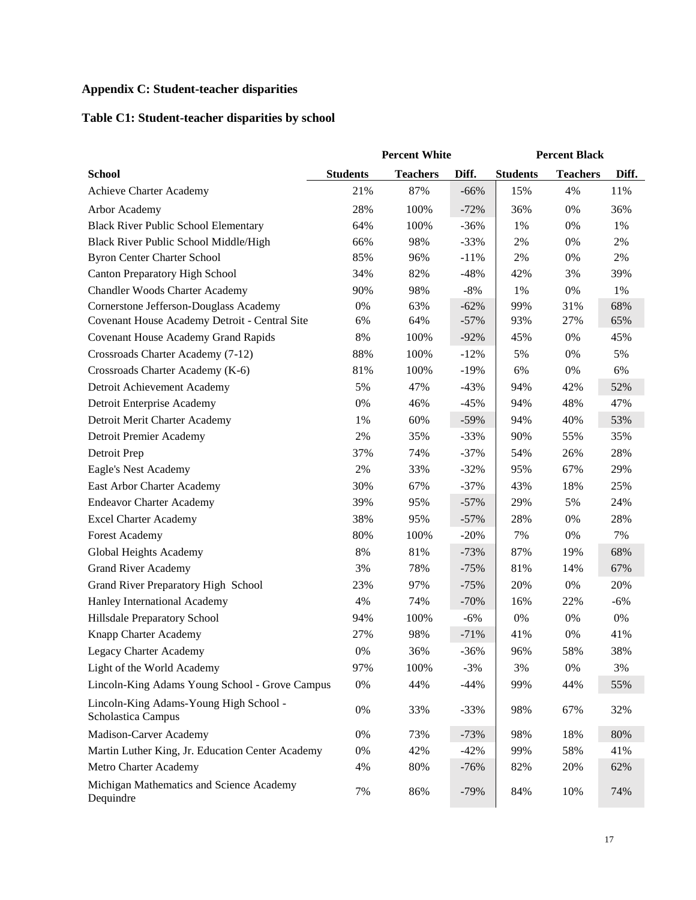## Appendix C: Student-teacher disparities

### Table C1: Student-teacher disparities by school

| | Percent White | | | Percent Black | | |
|---|---|---|---|---|---|---|
| **School** | **Students** | **Teachers** | **Diff.** | **Students** | **Teachers** | **Diff.** |
| Achieve Charter Academy | 21% | 87% | -66% | 15% | 4% | 11% |
| Arbor Academy | 28% | 100% | -72% | 36% | 0% | 36% |
| Black River Public School Elementary | 64% | 100% | -36% | 1% | 0% | 1% |
| Black River Public School Middle/High | 66% | 98% | -33% | 2% | 0% | 2% |
| Byron Center Charter School | 85% | 96% | -11% | 2% | 0% | 2% |
| Canton Preparatory High School | 34% | 82% | -48% | 42% | 3% | 39% |
| Chandler Woods Charter Academy | 90% | 98% | -8% | 1% | 0% | 1% |
| Cornerstone Jefferson-Douglass Academy | 0% | 63% | -62% | 99% | 31% | 68% |
| Covenant House Academy Detroit - Central Site | 6% | 64% | -57% | 93% | 27% | 65% |
| Covenant House Academy Grand Rapids | 8% | 100% | -92% | 45% | 0% | 45% |
| Crossroads Charter Academy (7-12) | 88% | 100% | -12% | 5% | 0% | 5% |
| Crossroads Charter Academy (K-6) | 81% | 100% | -19% | 6% | 0% | 6% |
| Detroit Achievement Academy | 5% | 47% | -43% | 94% | 42% | 52% |
| Detroit Enterprise Academy | 0% | 46% | -45% | 94% | 48% | 47% |
| Detroit Merit Charter Academy | 1% | 60% | -59% | 94% | 40% | 53% |
| Detroit Premier Academy | 2% | 35% | -33% | 90% | 55% | 35% |
| Detroit Prep | 37% | 74% | -37% | 54% | 26% | 28% |
| Eagle's Nest Academy | 2% | 33% | -32% | 95% | 67% | 29% |
| East Arbor Charter Academy | 30% | 67% | -37% | 43% | 18% | 25% |
| Endeavor Charter Academy | 39% | 95% | -57% | 29% | 5% | 24% |
| Excel Charter Academy | 38% | 95% | -57% | 28% | 0% | 28% |
| Forest Academy | 80% | 100% | -20% | 7% | 0% | 7% |
| Global Heights Academy | 8% | 81% | -73% | 87% | 19% | 68% |
| Grand River Academy | 3% | 78% | -75% | 81% | 14% | 67% |
| Grand River Preparatory High School | 23% | 97% | -75% | 20% | 0% | 20% |
| Hanley International Academy | 4% | 74% | -70% | 16% | 22% | -6% |
| Hillsdale Preparatory School | 94% | 100% | -6% | 0% | 0% | 0% |
| Knapp Charter Academy | 27% | 98% | -71% | 41% | 0% | 41% |
| Legacy Charter Academy | 0% | 36% | -36% | 96% | 58% | 38% |
| Light of the World Academy | 97% | 100% | -3% | 3% | 0% | 3% |
| Lincoln-King Adams Young School - Grove Campus | 0% | 44% | -44% | 99% | 44% | 55% |
| Lincoln-King Adams-Young High School - Scholastica Campus | 0% | 33% | -33% | 98% | 67% | 32% |
| Madison-Carver Academy | 0% | 73% | -73% | 98% | 18% | 80% |
| Martin Luther King, Jr. Education Center Academy | 0% | 42% | -42% | 99% | 58% | 41% |
| Metro Charter Academy | 4% | 80% | -76% | 82% | 20% | 62% |
| Michigan Mathematics and Science Academy Dequindre | 7% | 86% | -79% | 84% | 10% | 74% |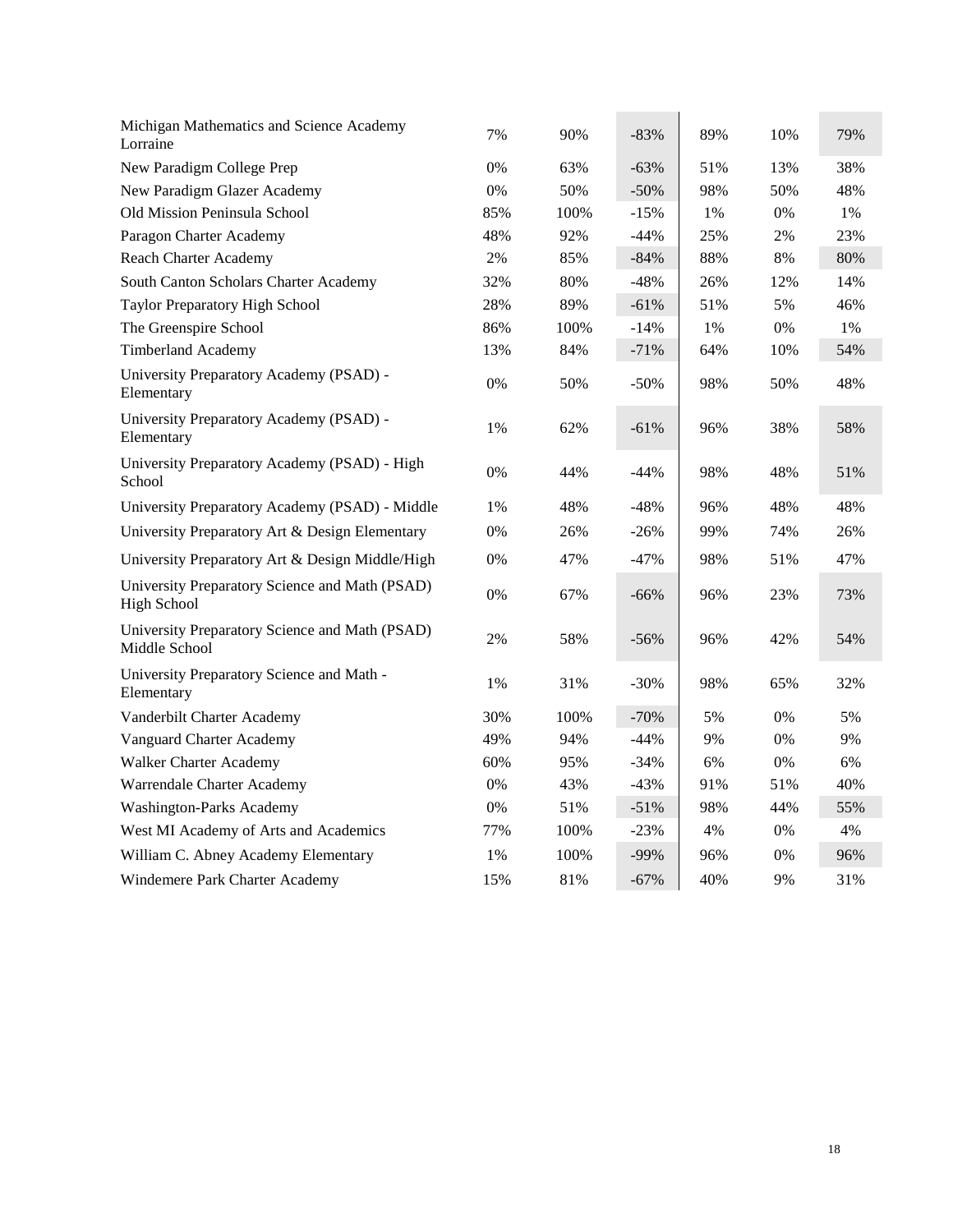| | | | | | | |
|---|---|---|---|---|---|---|
| Michigan Mathematics and Science Academy Lorraine | 7% | 90% | -83% | 89% | 10% | 79% |
| New Paradigm College Prep | 0% | 63% | -63% | 51% | 13% | 38% |
| New Paradigm Glazer Academy | 0% | 50% | -50% | 98% | 50% | 48% |
| Old Mission Peninsula School | 85% | 100% | -15% | 1% | 0% | 1% |
| Paragon Charter Academy | 48% | 92% | -44% | 25% | 2% | 23% |
| Reach Charter Academy | 2% | 85% | -84% | 88% | 8% | 80% |
| South Canton Scholars Charter Academy | 32% | 80% | -48% | 26% | 12% | 14% |
| Taylor Preparatory High School | 28% | 89% | -61% | 51% | 5% | 46% |
| The Greenspire School | 86% | 100% | -14% | 1% | 0% | 1% |
| Timberland Academy | 13% | 84% | -71% | 64% | 10% | 54% |
| University Preparatory Academy (PSAD) - Elementary | 0% | 50% | -50% | 98% | 50% | 48% |
| University Preparatory Academy (PSAD) - Elementary | 1% | 62% | -61% | 96% | 38% | 58% |
| University Preparatory Academy (PSAD) - High School | 0% | 44% | -44% | 98% | 48% | 51% |
| University Preparatory Academy (PSAD) - Middle | 1% | 48% | -48% | 96% | 48% | 48% |
| University Preparatory Art & Design Elementary | 0% | 26% | -26% | 99% | 74% | 26% |
| University Preparatory Art & Design Middle/High | 0% | 47% | -47% | 98% | 51% | 47% |
| University Preparatory Science and Math (PSAD) High School | 0% | 67% | -66% | 96% | 23% | 73% |
| University Preparatory Science and Math (PSAD) Middle School | 2% | 58% | -56% | 96% | 42% | 54% |
| University Preparatory Science and Math - Elementary | 1% | 31% | -30% | 98% | 65% | 32% |
| Vanderbilt Charter Academy | 30% | 100% | -70% | 5% | 0% | 5% |
| Vanguard Charter Academy | 49% | 94% | -44% | 9% | 0% | 9% |
| Walker Charter Academy | 60% | 95% | -34% | 6% | 0% | 6% |
| Warrendale Charter Academy | 0% | 43% | -43% | 91% | 51% | 40% |
| Washington-Parks Academy | 0% | 51% | -51% | 98% | 44% | 55% |
| West MI Academy of Arts and Academics | 77% | 100% | -23% | 4% | 0% | 4% |
| William C. Abney Academy Elementary | 1% | 100% | -99% | 96% | 0% | 96% |
| Windemere Park Charter Academy | 15% | 81% | -67% | 40% | 9% | 31% |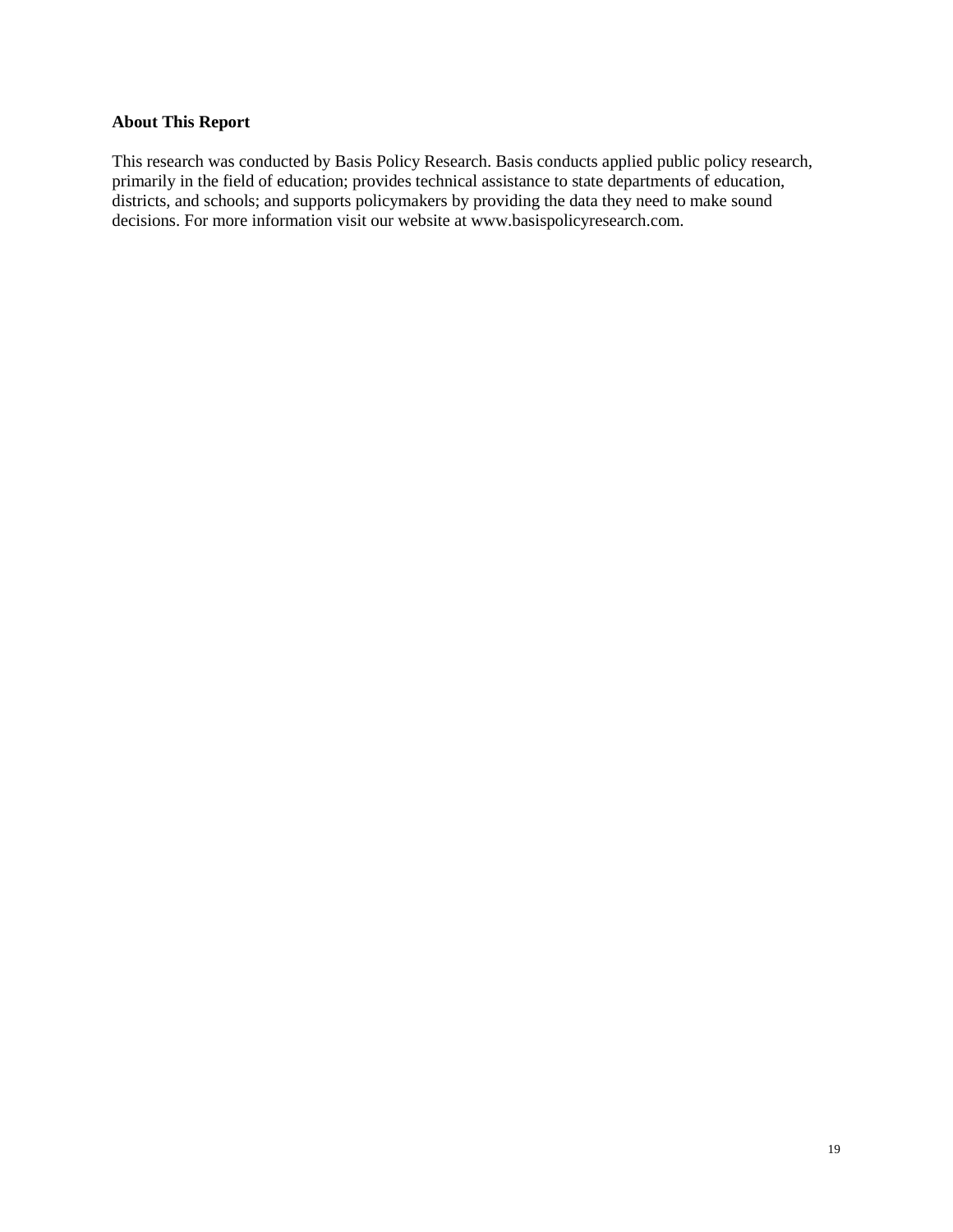**About This Report**

This research was conducted by Basis Policy Research. Basis conducts applied public policy research, primarily in the field of education; provides technical assistance to state departments of education, districts, and schools; and supports policymakers by providing the data they need to make sound decisions. For more information visit our website at www.basispolicyresearch.com.